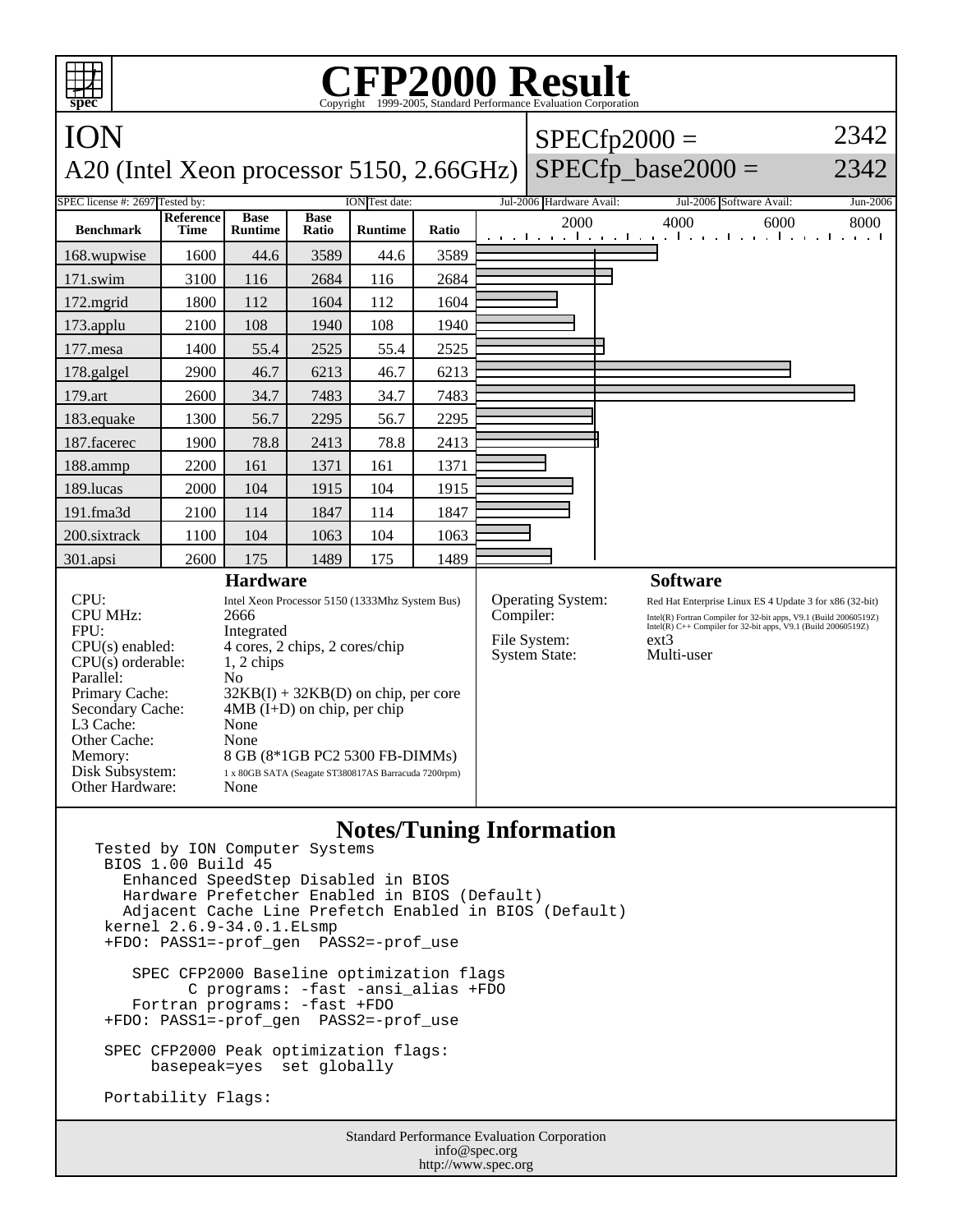# CFP2000 Result

Copyright 1999-2005, Standard Performance Evaluation Corporation

## ION

A20 (Intel Xeon processor 5150, 2.66GHz)

SPECfp2000 = 2342

SPECfp_base2000 = 2342

SPEC license #: 2697 Tested by: ION Test date: Jul-2006 Hardware Avail: Jul-2006 Software Avail: Jun-2006

| Benchmark | Reference Time | Base Runtime | Base Ratio | Runtime | Ratio |
|---|---|---|---|---|---|
| 168.wupwise | 1600 | 44.6 | 3589 | 44.6 | 3589 |
| 171.swim | 3100 | 116 | 2684 | 116 | 2684 |
| 172.mgrid | 1800 | 112 | 1604 | 112 | 1604 |
| 173.applu | 2100 | 108 | 1940 | 108 | 1940 |
| 177.mesa | 1400 | 55.4 | 2525 | 55.4 | 2525 |
| 178.galgel | 2900 | 46.7 | 6213 | 46.7 | 6213 |
| 179.art | 2600 | 34.7 | 7483 | 34.7 | 7483 |
| 183.equake | 1300 | 56.7 | 2295 | 56.7 | 2295 |
| 187.facerec | 1900 | 78.8 | 2413 | 78.8 | 2413 |
| 188.ammp | 2200 | 161 | 1371 | 161 | 1371 |
| 189.lucas | 2000 | 104 | 1915 | 104 | 1915 |
| 191.fma3d | 2100 | 114 | 1847 | 114 | 1847 |
| 200.sixtrack | 1100 | 104 | 1063 | 104 | 1063 |
| 301.apsi | 2600 | 175 | 1489 | 175 | 1489 |

### Hardware

| | |
|---|---|
| CPU: | Intel Xeon Processor 5150 (1333Mhz System Bus) |
| CPU MHz: | 2666 |
| FPU: | Integrated |
| CPU(s) enabled: | 4 cores, 2 chips, 2 cores/chip |
| CPU(s) orderable: | 1, 2 chips |
| Parallel: | No |
| Primary Cache: | 32KB(I) + 32KB(D) on chip, per core |
| Secondary Cache: | 4MB (I+D) on chip, per chip |
| L3 Cache: | None |
| Other Cache: | None |
| Memory: | 8 GB (8*1GB PC2 5300 FB-DIMMs) |
| Disk Subsystem: | 1 x 80GB SATA (Seagate ST380817AS Barracuda 7200rpm) |
| Other Hardware: | None |

### Software

| | |
|---|---|
| Operating System: | Red Hat Enterprise Linux ES 4 Update 3 for x86 (32-bit) |
| Compiler: | Intel(R) Fortran Compiler for 32-bit apps, V9.1 (Build 20060519Z) Intel(R) C++ Compiler for 32-bit apps, V9.1 (Build 20060519Z) |
| File System: | ext3 |
| System State: | Multi-user |

### Notes/Tuning Information

```
Tested by ION Computer Systems
 BIOS 1.00 Build 45
   Enhanced SpeedStep Disabled in BIOS
   Hardware Prefetcher Enabled in BIOS (Default)
   Adjacent Cache Line Prefetch Enabled in BIOS (Default)
 kernel 2.6.9-34.0.1.ELsmp
 +FDO: PASS1=-prof_gen  PASS2=-prof_use

    SPEC CFP2000 Baseline optimization flags
          C programs: -fast -ansi_alias +FDO
    Fortran programs: -fast +FDO
 +FDO: PASS1=-prof_gen  PASS2=-prof_use

 SPEC CFP2000 Peak optimization flags:
      basepeak=yes  set globally

 Portability Flags:
```

Standard Performance Evaluation Corporation
info@spec.org
http://www.spec.org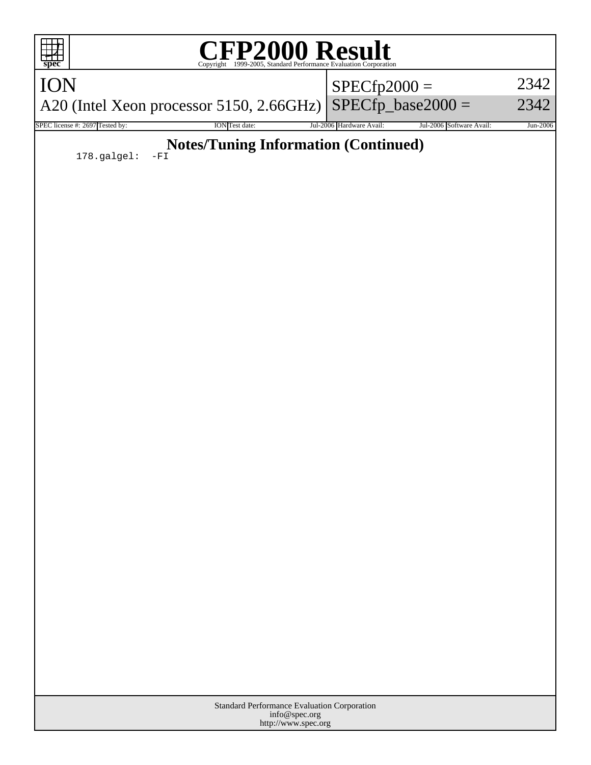# CFP2000 Result

Copyright 1999-2005, Standard Performance Evaluation Corporation

ION

A20 (Intel Xeon processor 5150, 2.66GHz)

SPECfp2000 = 2342

SPECfp_base2000 = 2342

| SPEC license #: | 2697 | Tested by: | ION | Test date: | Jul-2006 | Hardware Avail: | Jul-2006 | Software Avail: | Jun-2006 |
|---|---|---|---|---|---|---|---|---|---|

## Notes/Tuning Information (Continued)

```
178.galgel:  -FI
```

Standard Performance Evaluation Corporation
info@spec.org
http://www.spec.org